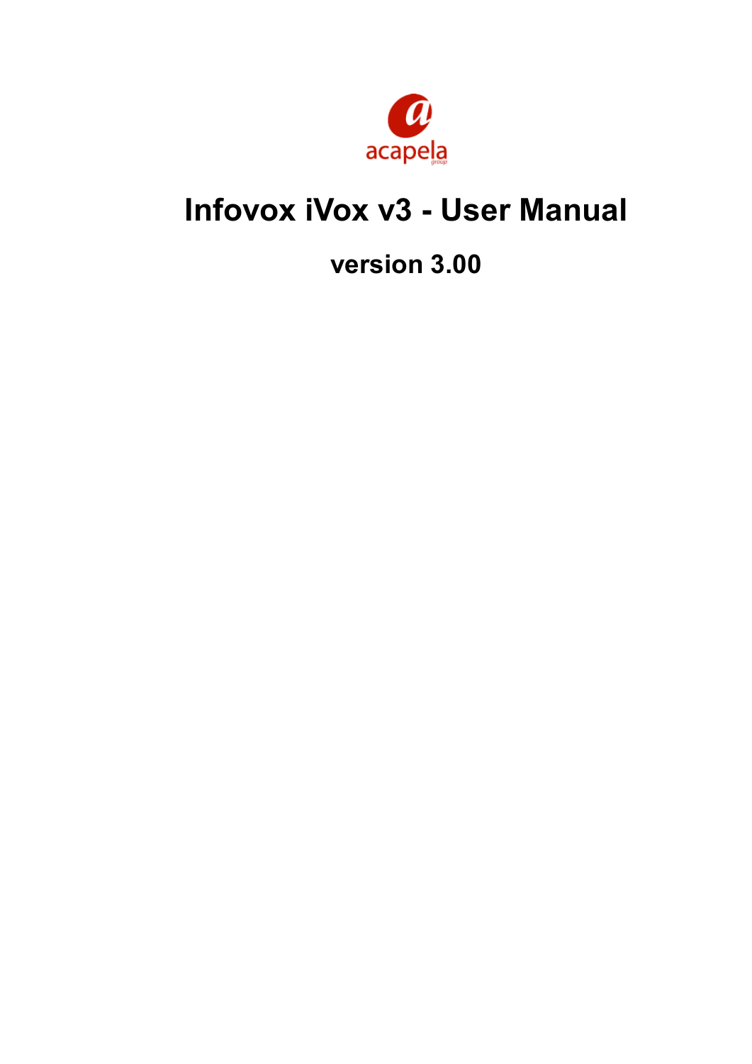# Infovox iVox v3 - User Manual

**version 3.00**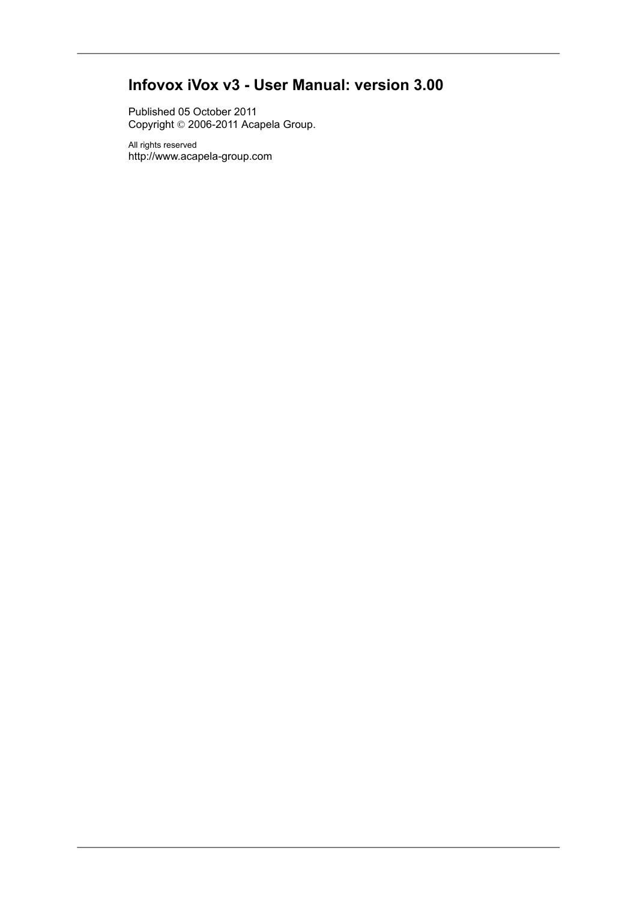# Infovox iVox v3 - User Manual: version 3.00

Published 05 October 2011
Copyright © 2006-2011 Acapela Group.

All rights reserved
http://www.acapela-group.com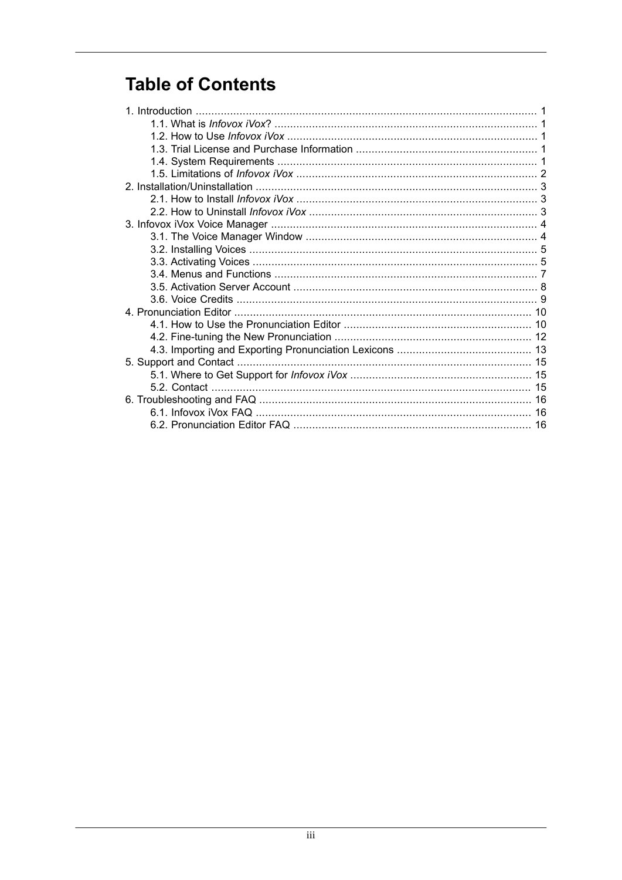# Table of Contents

1. Introduction ..... 1
    - 1.1. What is *Infovox iVox*? ..... 1
    - 1.2. How to Use *Infovox iVox* ..... 1
    - 1.3. Trial License and Purchase Information ..... 1
    - 1.4. System Requirements ..... 1
    - 1.5. Limitations of *Infovox iVox* ..... 2
2. Installation/Uninstallation ..... 3
    - 2.1. How to Install *Infovox iVox* ..... 3
    - 2.2. How to Uninstall *Infovox iVox* ..... 3
3. Infovox iVox Voice Manager ..... 4
    - 3.1. The Voice Manager Window ..... 4
    - 3.2. Installing Voices ..... 5
    - 3.3. Activating Voices ..... 5
    - 3.4. Menus and Functions ..... 7
    - 3.5. Activation Server Account ..... 8
    - 3.6. Voice Credits ..... 9
4. Pronunciation Editor ..... 10
    - 4.1. How to Use the Pronunciation Editor ..... 10
    - 4.2. Fine-tuning the New Pronunciation ..... 12
    - 4.3. Importing and Exporting Pronunciation Lexicons ..... 13
5. Support and Contact ..... 15
    - 5.1. Where to Get Support for *Infovox iVox* ..... 15
    - 5.2. Contact ..... 15
6. Troubleshooting and FAQ ..... 16
    - 6.1. Infovox iVox FAQ ..... 16
    - 6.2. Pronunciation Editor FAQ ..... 16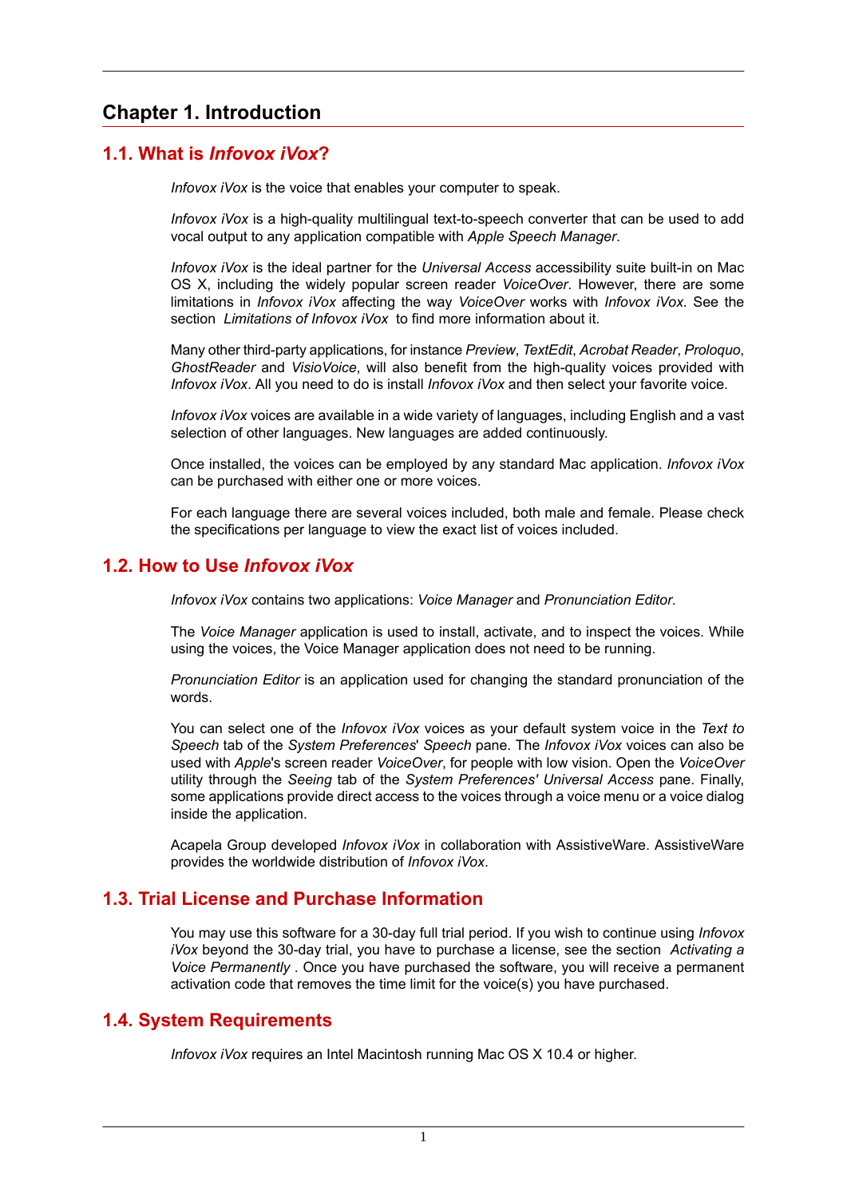# Chapter 1. Introduction

## 1.1. What is *Infovox iVox*?

*Infovox iVox* is the voice that enables your computer to speak.

*Infovox iVox* is a high-quality multilingual text-to-speech converter that can be used to add vocal output to any application compatible with *Apple Speech Manager*.

*Infovox iVox* is the ideal partner for the *Universal Access* accessibility suite built-in on Mac OS X, including the widely popular screen reader *VoiceOver*. However, there are some limitations in *Infovox iVox* affecting the way *VoiceOver* works with *Infovox iVox*. See the section *Limitations of Infovox iVox* to find more information about it.

Many other third-party applications, for instance *Preview*, *TextEdit*, *Acrobat Reader*, *Proloquo*, *GhostReader* and *VisioVoice*, will also benefit from the high-quality voices provided with *Infovox iVox*. All you need to do is install *Infovox iVox* and then select your favorite voice.

*Infovox iVox* voices are available in a wide variety of languages, including English and a vast selection of other languages. New languages are added continuously.

Once installed, the voices can be employed by any standard Mac application. *Infovox iVox* can be purchased with either one or more voices.

For each language there are several voices included, both male and female. Please check the specifications per language to view the exact list of voices included.

## 1.2. How to Use *Infovox iVox*

*Infovox iVox* contains two applications: *Voice Manager* and *Pronunciation Editor*.

The *Voice Manager* application is used to install, activate, and to inspect the voices. While using the voices, the Voice Manager application does not need to be running.

*Pronunciation Editor* is an application used for changing the standard pronunciation of the words.

You can select one of the *Infovox iVox* voices as your default system voice in the *Text to Speech* tab of the *System Preferences*' *Speech* pane. The *Infovox iVox* voices can also be used with *Apple*'s screen reader *VoiceOver*, for people with low vision. Open the *VoiceOver* utility through the *Seeing* tab of the *System Preferences' Universal Access* pane. Finally, some applications provide direct access to the voices through a voice menu or a voice dialog inside the application.

Acapela Group developed *Infovox iVox* in collaboration with AssistiveWare. AssistiveWare provides the worldwide distribution of *Infovox iVox*.

## 1.3. Trial License and Purchase Information

You may use this software for a 30-day full trial period. If you wish to continue using *Infovox iVox* beyond the 30-day trial, you have to purchase a license, see the section *Activating a Voice Permanently* . Once you have purchased the software, you will receive a permanent activation code that removes the time limit for the voice(s) you have purchased.

## 1.4. System Requirements

*Infovox iVox* requires an Intel Macintosh running Mac OS X 10.4 or higher.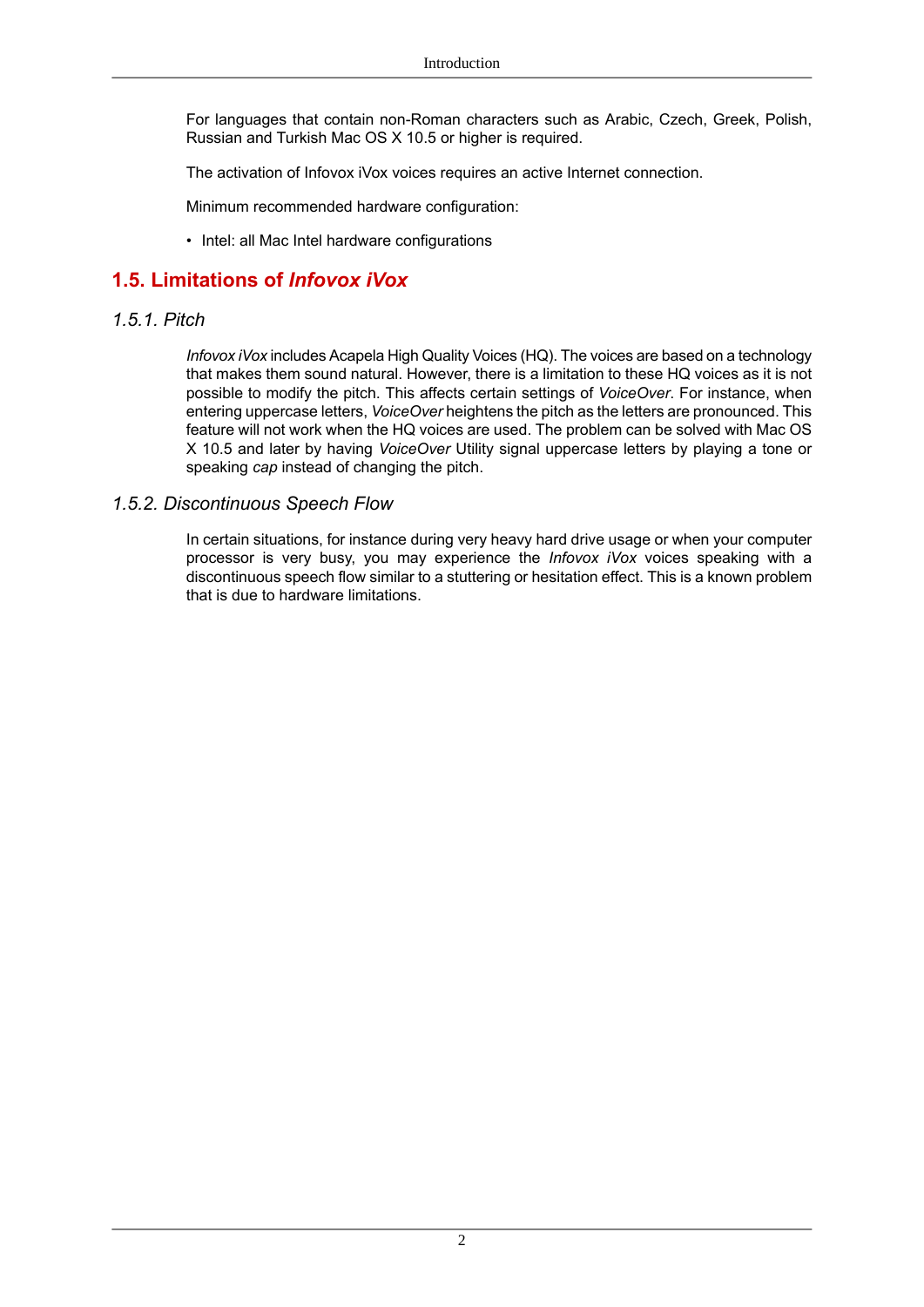For languages that contain non-Roman characters such as Arabic, Czech, Greek, Polish, Russian and Turkish Mac OS X 10.5 or higher is required.

The activation of Infovox iVox voices requires an active Internet connection.

Minimum recommended hardware configuration:

- Intel: all Mac Intel hardware configurations

## 1.5. Limitations of *Infovox iVox*

### *1.5.1. Pitch*

*Infovox iVox* includes Acapela High Quality Voices (HQ). The voices are based on a technology that makes them sound natural. However, there is a limitation to these HQ voices as it is not possible to modify the pitch. This affects certain settings of *VoiceOver*. For instance, when entering uppercase letters, *VoiceOver* heightens the pitch as the letters are pronounced. This feature will not work when the HQ voices are used. The problem can be solved with Mac OS X 10.5 and later by having *VoiceOver* Utility signal uppercase letters by playing a tone or speaking *cap* instead of changing the pitch.

### *1.5.2. Discontinuous Speech Flow*

In certain situations, for instance during very heavy hard drive usage or when your computer processor is very busy, you may experience the *Infovox iVox* voices speaking with a discontinuous speech flow similar to a stuttering or hesitation effect. This is a known problem that is due to hardware limitations.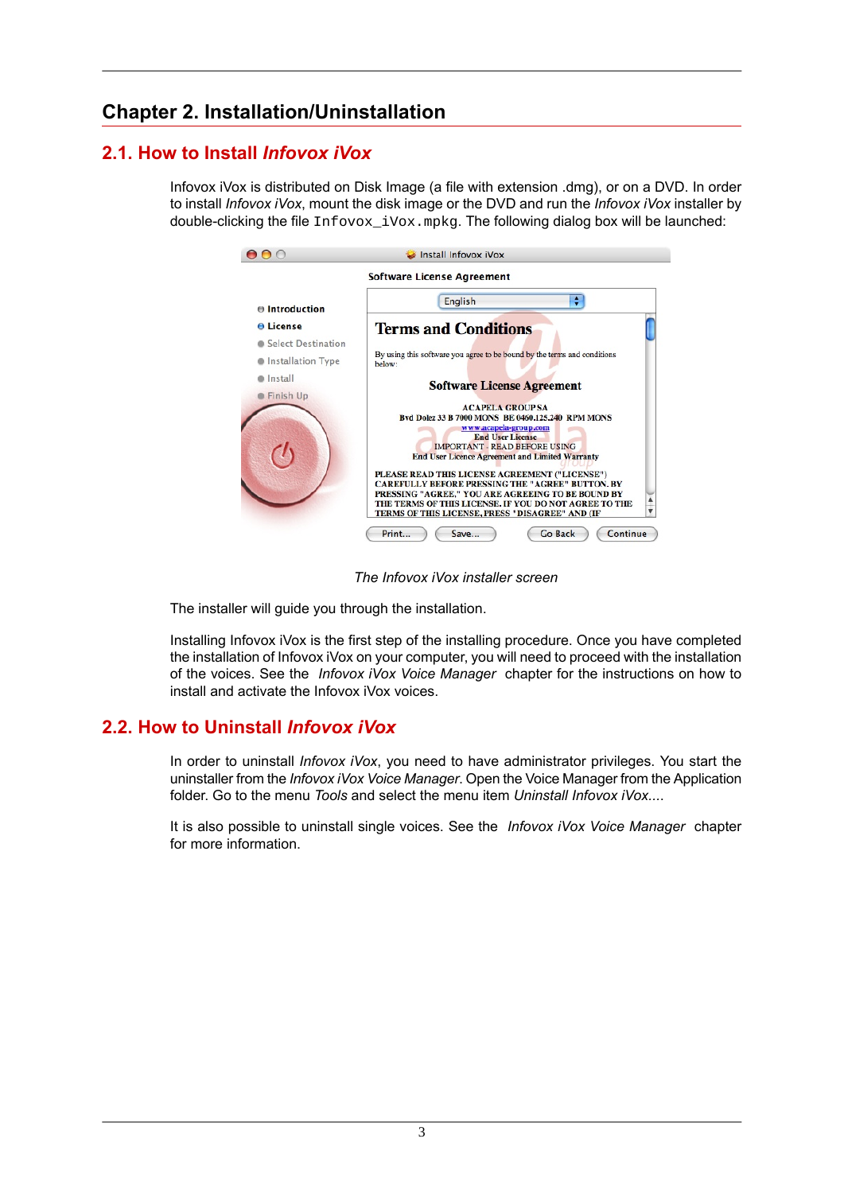# Chapter 2. Installation/Uninstallation

## 2.1. How to Install *Infovox iVox*

Infovox iVox is distributed on Disk Image (a file with extension .dmg), or on a DVD. In order to install *Infovox iVox*, mount the disk image or the DVD and run the *Infovox iVox* installer by double-clicking the file `Infovox_iVox.mpkg`. The following dialog box will be launched:

*The Infovox iVox installer screen*

The installer will guide you through the installation.

Installing Infovox iVox is the first step of the installing procedure. Once you have completed the installation of Infovox iVox on your computer, you will need to proceed with the installation of the voices. See the *Infovox iVox Voice Manager* chapter for the instructions on how to install and activate the Infovox iVox voices.

## 2.2. How to Uninstall *Infovox iVox*

In order to uninstall *Infovox iVox*, you need to have administrator privileges. You start the uninstaller from the *Infovox iVox Voice Manager*. Open the Voice Manager from the Application folder. Go to the menu *Tools* and select the menu item *Uninstall Infovox iVox...*.

It is also possible to uninstall single voices. See the *Infovox iVox Voice Manager* chapter for more information.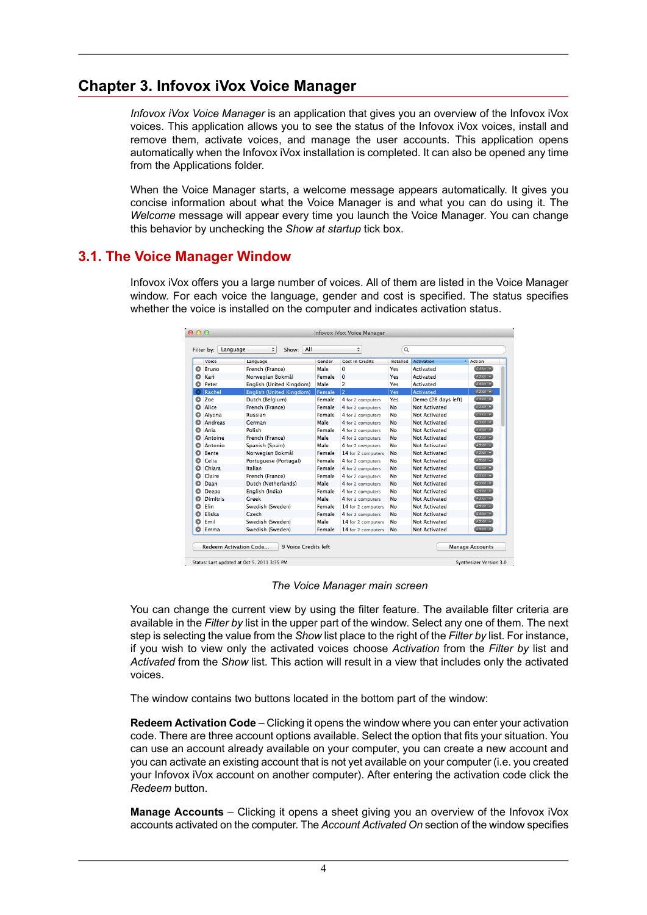# Chapter 3. Infovox iVox Voice Manager

*Infovox iVox Voice Manager* is an application that gives you an overview of the Infovox iVox voices. This application allows you to see the status of the Infovox iVox voices, install and remove them, activate voices, and manage the user accounts. This application opens automatically when the Infovox iVox installation is completed. It can also be opened any time from the Applications folder.

When the Voice Manager starts, a welcome message appears automatically. It gives you concise information about what the Voice Manager is and what you can do using it. The *Welcome* message will appear every time you launch the Voice Manager. You can change this behavior by unchecking the *Show at startup* tick box.

## 3.1. The Voice Manager Window

Infovox iVox offers you a large number of voices. All of them are listed in the Voice Manager window. For each voice the language, gender and cost is specified. The status specifies whether the voice is installed on the computer and indicates activation status.

The Voice Manager main screen

You can change the current view by using the filter feature. The available filter criteria are available in the *Filter by* list in the upper part of the window. Select any one of them. The next step is selecting the value from the *Show* list place to the right of the *Filter by* list. For instance, if you wish to view only the activated voices choose *Activation* from the *Filter by* list and *Activated* from the *Show* list. This action will result in a view that includes only the activated voices.

The window contains two buttons located in the bottom part of the window:

**Redeem Activation Code** – Clicking it opens the window where you can enter your activation code. There are three account options available. Select the option that fits your situation. You can use an account already available on your computer, you can create a new account and you can activate an existing account that is not yet available on your computer (i.e. you created your Infovox iVox account on another computer). After entering the activation code click the *Redeem* button.

**Manage Accounts** – Clicking it opens a sheet giving you an overview of the Infovox iVox accounts activated on the computer. The *Account Activated On* section of the window specifies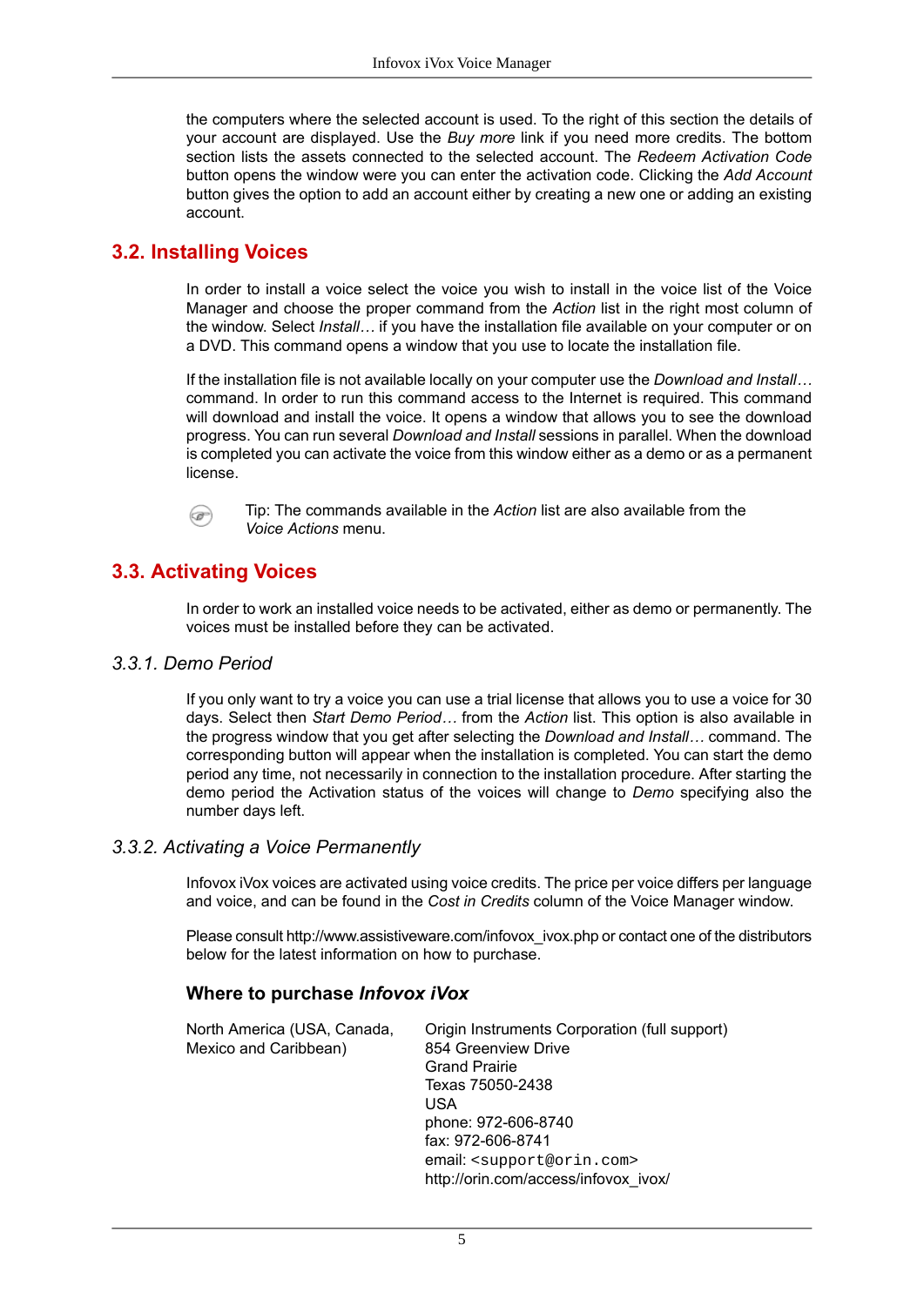the computers where the selected account is used. To the right of this section the details of your account are displayed. Use the *Buy more* link if you need more credits. The bottom section lists the assets connected to the selected account. The *Redeem Activation Code* button opens the window were you can enter the activation code. Clicking the *Add Account* button gives the option to add an account either by creating a new one or adding an existing account.

## 3.2. Installing Voices

In order to install a voice select the voice you wish to install in the voice list of the Voice Manager and choose the proper command from the *Action* list in the right most column of the window. Select *Install…* if you have the installation file available on your computer or on a DVD. This command opens a window that you use to locate the installation file.

If the installation file is not available locally on your computer use the *Download and Install…* command. In order to run this command access to the Internet is required. This command will download and install the voice. It opens a window that allows you to see the download progress. You can run several *Download and Install* sessions in parallel. When the download is completed you can activate the voice from this window either as a demo or as a permanent license.

Tip: The commands available in the *Action* list are also available from the *Voice Actions* menu.

## 3.3. Activating Voices

In order to work an installed voice needs to be activated, either as demo or permanently. The voices must be installed before they can be activated.

### *3.3.1. Demo Period*

If you only want to try a voice you can use a trial license that allows you to use a voice for 30 days. Select then *Start Demo Period…* from the *Action* list. This option is also available in the progress window that you get after selecting the *Download and Install…* command. The corresponding button will appear when the installation is completed. You can start the demo period any time, not necessarily in connection to the installation procedure. After starting the demo period the Activation status of the voices will change to *Demo* specifying also the number days left.

### *3.3.2. Activating a Voice Permanently*

Infovox iVox voices are activated using voice credits. The price per voice differs per language and voice, and can be found in the *Cost in Credits* column of the Voice Manager window.

Please consult http://www.assistiveware.com/infovox_ivox.php or contact one of the distributors below for the latest information on how to purchase.

#### Where to purchase *Infovox iVox*

| | |
|---|---|
| North America (USA, Canada, Mexico and Caribbean) | Origin Instruments Corporation (full support)<br>854 Greenview Drive<br>Grand Prairie<br>Texas 75050-2438<br>USA<br>phone: 972-606-8740<br>fax: 972-606-8741<br>email: `<support@orin.com>`<br>http://orin.com/access/infovox_ivox/ |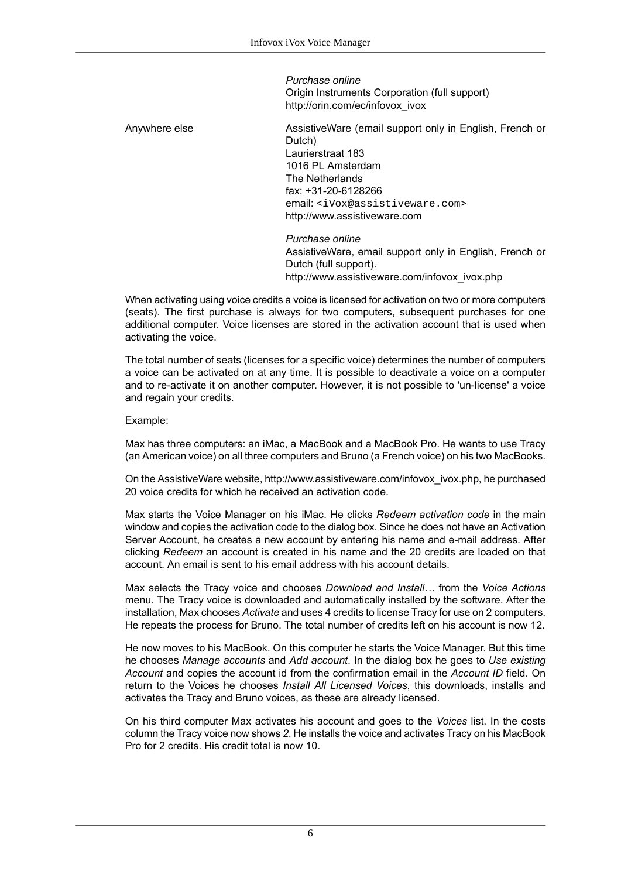| | |
|---|---|
| | *Purchase online*<br>Origin Instruments Corporation (full support)<br>http://orin.com/ec/infovox_ivox |
| Anywhere else | AssistiveWare (email support only in English, French or Dutch)<br>Laurierstraat 183<br>1016 PL Amsterdam<br>The Netherlands<br>fax: +31-20-6128266<br>email: `<iVox@assistiveware.com>`<br>http://www.assistiveware.com |
| | *Purchase online*<br>AssistiveWare, email support only in English, French or Dutch (full support).<br>http://www.assistiveware.com/infovox_ivox.php |

When activating using voice credits a voice is licensed for activation on two or more computers (seats). The first purchase is always for two computers, subsequent purchases for one additional computer. Voice licenses are stored in the activation account that is used when activating the voice.

The total number of seats (licenses for a specific voice) determines the number of computers a voice can be activated on at any time. It is possible to deactivate a voice on a computer and to re-activate it on another computer. However, it is not possible to 'un-license' a voice and regain your credits.

Example:

Max has three computers: an iMac, a MacBook and a MacBook Pro. He wants to use Tracy (an American voice) on all three computers and Bruno (a French voice) on his two MacBooks.

On the AssistiveWare website, http://www.assistiveware.com/infovox_ivox.php, he purchased 20 voice credits for which he received an activation code.

Max starts the Voice Manager on his iMac. He clicks *Redeem activation code* in the main window and copies the activation code to the dialog box. Since he does not have an Activation Server Account, he creates a new account by entering his name and e-mail address. After clicking *Redeem* an account is created in his name and the 20 credits are loaded on that account. An email is sent to his email address with his account details.

Max selects the Tracy voice and chooses *Download and Install…* from the *Voice Actions* menu. The Tracy voice is downloaded and automatically installed by the software. After the installation, Max chooses *Activate* and uses 4 credits to license Tracy for use on 2 computers. He repeats the process for Bruno. The total number of credits left on his account is now 12.

He now moves to his MacBook. On this computer he starts the Voice Manager. But this time he chooses *Manage accounts* and *Add account*. In the dialog box he goes to *Use existing Account* and copies the account id from the confirmation email in the *Account ID* field. On return to the Voices he chooses *Install All Licensed Voices*, this downloads, installs and activates the Tracy and Bruno voices, as these are already licensed.

On his third computer Max activates his account and goes to the *Voices* list. In the costs column the Tracy voice now shows *2*. He installs the voice and activates Tracy on his MacBook Pro for 2 credits. His credit total is now 10.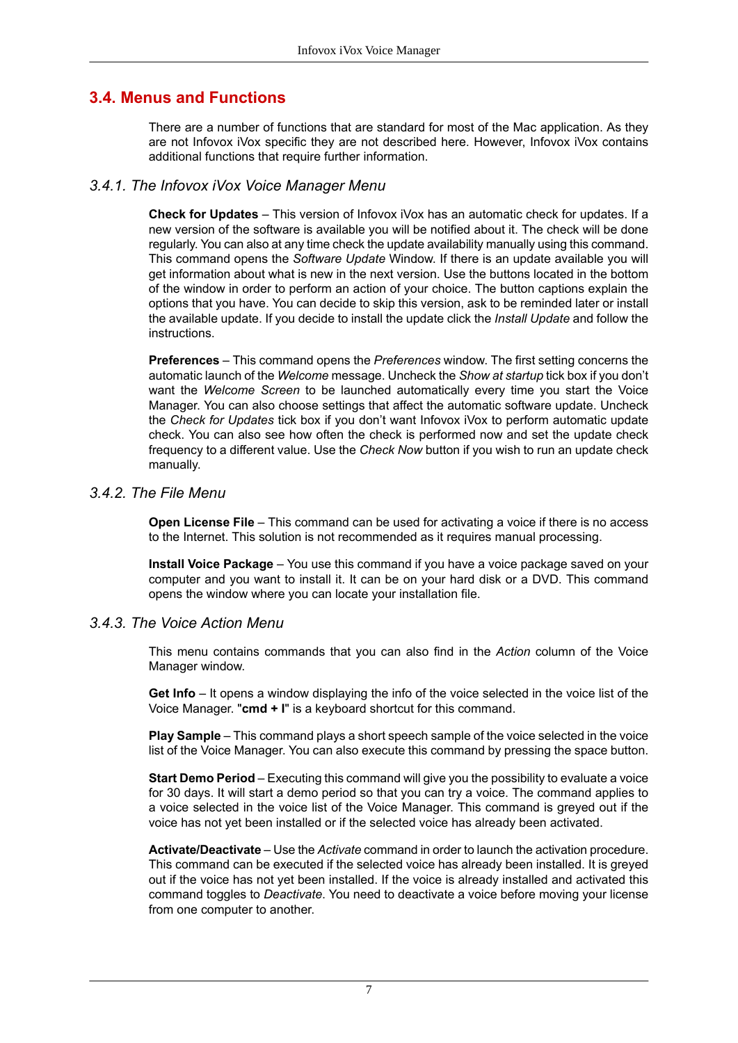## 3.4. Menus and Functions

There are a number of functions that are standard for most of the Mac application. As they are not Infovox iVox specific they are not described here. However, Infovox iVox contains additional functions that require further information.

### *3.4.1. The Infovox iVox Voice Manager Menu*

**Check for Updates** – This version of Infovox iVox has an automatic check for updates. If a new version of the software is available you will be notified about it. The check will be done regularly. You can also at any time check the update availability manually using this command. This command opens the *Software Update* Window. If there is an update available you will get information about what is new in the next version. Use the buttons located in the bottom of the window in order to perform an action of your choice. The button captions explain the options that you have. You can decide to skip this version, ask to be reminded later or install the available update. If you decide to install the update click the *Install Update* and follow the instructions.

**Preferences** – This command opens the *Preferences* window. The first setting concerns the automatic launch of the *Welcome* message. Uncheck the *Show at startup* tick box if you don't want the *Welcome Screen* to be launched automatically every time you start the Voice Manager. You can also choose settings that affect the automatic software update. Uncheck the *Check for Updates* tick box if you don't want Infovox iVox to perform automatic update check. You can also see how often the check is performed now and set the update check frequency to a different value. Use the *Check Now* button if you wish to run an update check manually.

### *3.4.2. The File Menu*

**Open License File** – This command can be used for activating a voice if there is no access to the Internet. This solution is not recommended as it requires manual processing.

**Install Voice Package** – You use this command if you have a voice package saved on your computer and you want to install it. It can be on your hard disk or a DVD. This command opens the window where you can locate your installation file.

### *3.4.3. The Voice Action Menu*

This menu contains commands that you can also find in the *Action* column of the Voice Manager window.

**Get Info** – It opens a window displaying the info of the voice selected in the voice list of the Voice Manager. "**cmd + I**" is a keyboard shortcut for this command.

**Play Sample** – This command plays a short speech sample of the voice selected in the voice list of the Voice Manager. You can also execute this command by pressing the space button.

**Start Demo Period** – Executing this command will give you the possibility to evaluate a voice for 30 days. It will start a demo period so that you can try a voice. The command applies to a voice selected in the voice list of the Voice Manager. This command is greyed out if the voice has not yet been installed or if the selected voice has already been activated.

**Activate/Deactivate** – Use the *Activate* command in order to launch the activation procedure. This command can be executed if the selected voice has already been installed. It is greyed out if the voice has not yet been installed. If the voice is already installed and activated this command toggles to *Deactivate*. You need to deactivate a voice before moving your license from one computer to another.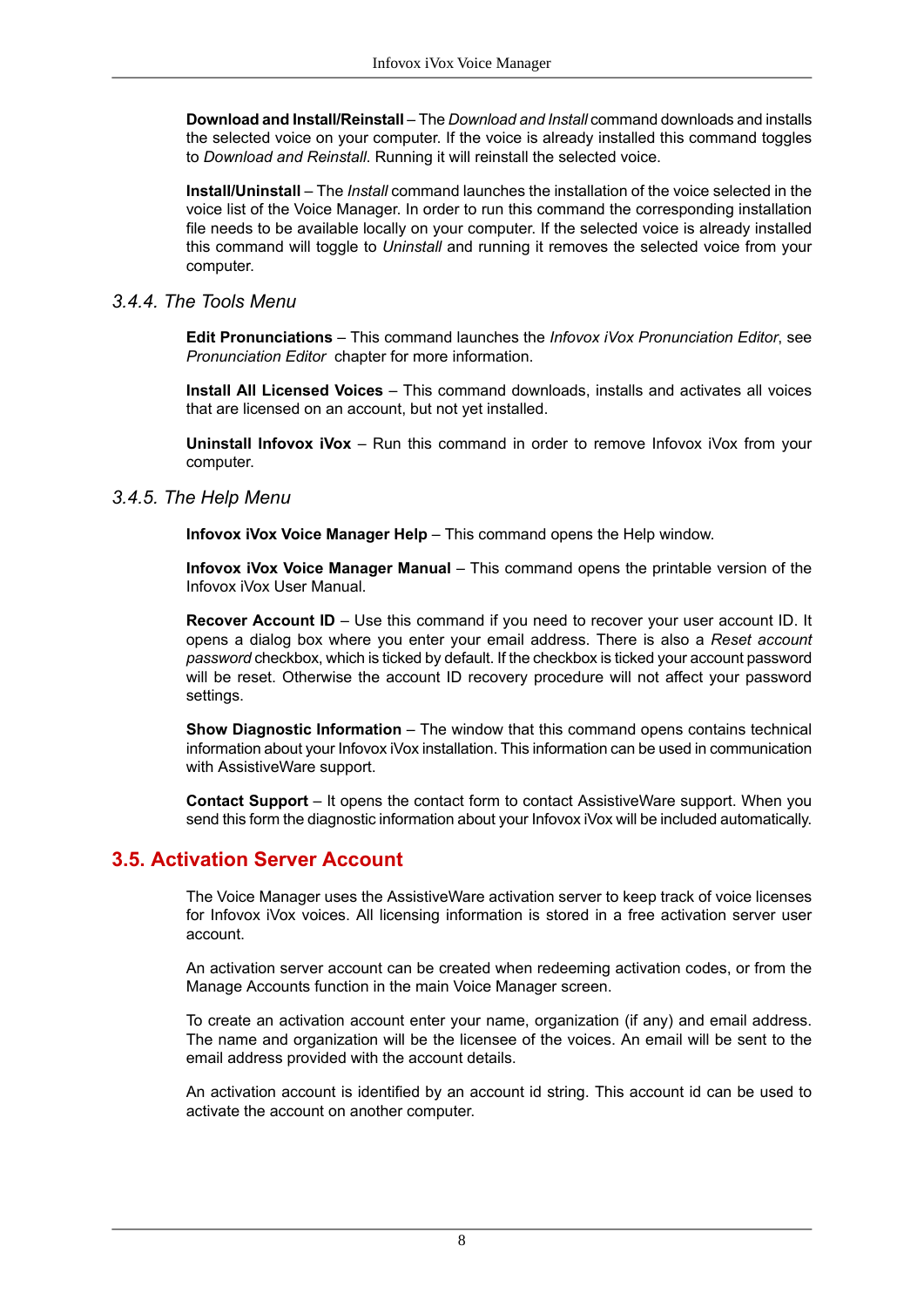**Download and Install/Reinstall** – The *Download and Install* command downloads and installs the selected voice on your computer. If the voice is already installed this command toggles to *Download and Reinstall*. Running it will reinstall the selected voice.

**Install/Uninstall** – The *Install* command launches the installation of the voice selected in the voice list of the Voice Manager. In order to run this command the corresponding installation file needs to be available locally on your computer. If the selected voice is already installed this command will toggle to *Uninstall* and running it removes the selected voice from your computer.

### *3.4.4. The Tools Menu*

**Edit Pronunciations** – This command launches the *Infovox iVox Pronunciation Editor*, see *Pronunciation Editor* chapter for more information.

**Install All Licensed Voices** – This command downloads, installs and activates all voices that are licensed on an account, but not yet installed.

**Uninstall Infovox iVox** – Run this command in order to remove Infovox iVox from your computer.

### *3.4.5. The Help Menu*

**Infovox iVox Voice Manager Help** – This command opens the Help window.

**Infovox iVox Voice Manager Manual** – This command opens the printable version of the Infovox iVox User Manual.

**Recover Account ID** – Use this command if you need to recover your user account ID. It opens a dialog box where you enter your email address. There is also a *Reset account password* checkbox, which is ticked by default. If the checkbox is ticked your account password will be reset. Otherwise the account ID recovery procedure will not affect your password settings.

**Show Diagnostic Information** – The window that this command opens contains technical information about your Infovox iVox installation. This information can be used in communication with AssistiveWare support.

**Contact Support** – It opens the contact form to contact AssistiveWare support. When you send this form the diagnostic information about your Infovox iVox will be included automatically.

## 3.5. Activation Server Account

The Voice Manager uses the AssistiveWare activation server to keep track of voice licenses for Infovox iVox voices. All licensing information is stored in a free activation server user account.

An activation server account can be created when redeeming activation codes, or from the Manage Accounts function in the main Voice Manager screen.

To create an activation account enter your name, organization (if any) and email address. The name and organization will be the licensee of the voices. An email will be sent to the email address provided with the account details.

An activation account is identified by an account id string. This account id can be used to activate the account on another computer.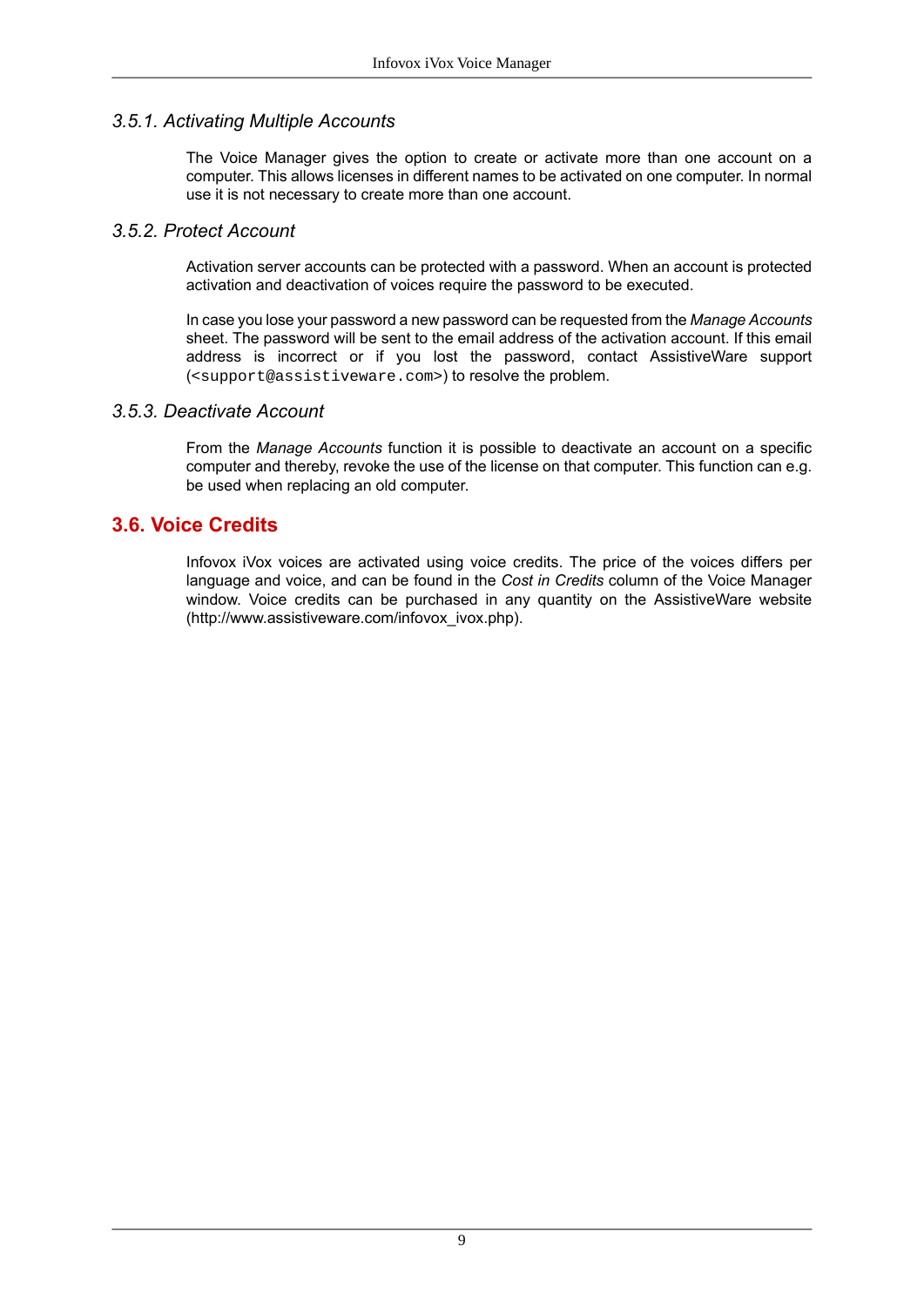### 3.5.1. Activating Multiple Accounts

The Voice Manager gives the option to create or activate more than one account on a computer. This allows licenses in different names to be activated on one computer. In normal use it is not necessary to create more than one account.

### 3.5.2. Protect Account

Activation server accounts can be protected with a password. When an account is protected activation and deactivation of voices require the password to be executed.

In case you lose your password a new password can be requested from the *Manage Accounts* sheet. The password will be sent to the email address of the activation account. If this email address is incorrect or if you lost the password, contact AssistiveWare support (`<support@assistiveware.com>`) to resolve the problem.

### 3.5.3. Deactivate Account

From the *Manage Accounts* function it is possible to deactivate an account on a specific computer and thereby, revoke the use of the license on that computer. This function can e.g. be used when replacing an old computer.

## 3.6. Voice Credits

Infovox iVox voices are activated using voice credits. The price of the voices differs per language and voice, and can be found in the *Cost in Credits* column of the Voice Manager window. Voice credits can be purchased in any quantity on the AssistiveWare website (http://www.assistiveware.com/infovox_ivox.php).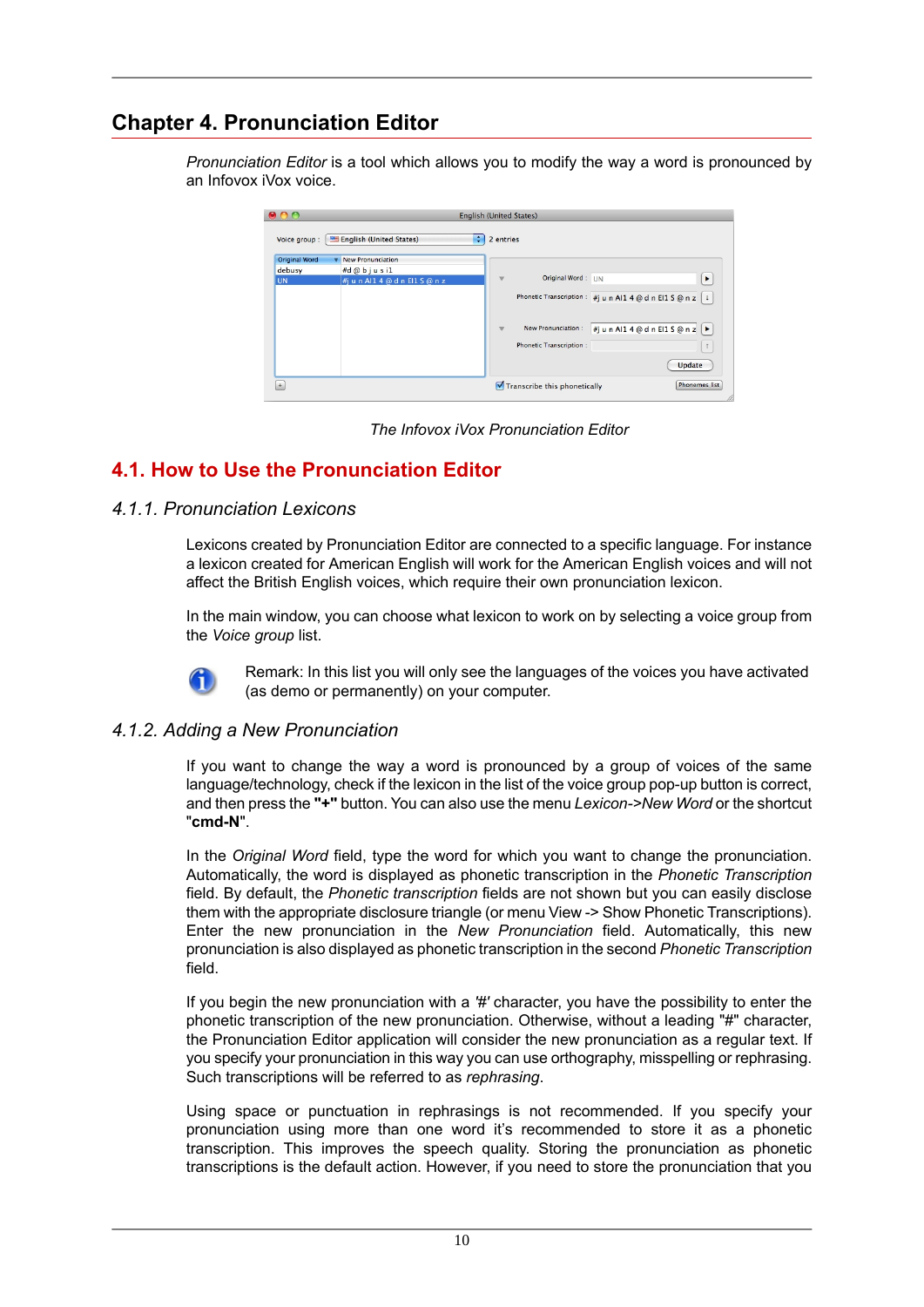# Chapter 4. Pronunciation Editor

*Pronunciation Editor* is a tool which allows you to modify the way a word is pronounced by an Infovox iVox voice.

*The Infovox iVox Pronunciation Editor*

## 4.1. How to Use the Pronunciation Editor

### *4.1.1. Pronunciation Lexicons*

Lexicons created by Pronunciation Editor are connected to a specific language. For instance a lexicon created for American English will work for the American English voices and will not affect the British English voices, which require their own pronunciation lexicon.

In the main window, you can choose what lexicon to work on by selecting a voice group from the *Voice group* list.

Remark: In this list you will only see the languages of the voices you have activated (as demo or permanently) on your computer.

### *4.1.2. Adding a New Pronunciation*

If you want to change the way a word is pronounced by a group of voices of the same language/technology, check if the lexicon in the list of the voice group pop-up button is correct, and then press the **"+"** button. You can also use the menu *Lexicon->New Word* or the shortcut "**cmd-N**".

In the *Original Word* field, type the word for which you want to change the pronunciation. Automatically, the word is displayed as phonetic transcription in the *Phonetic Transcription* field. By default, the *Phonetic transcription* fields are not shown but you can easily disclose them with the appropriate disclosure triangle (or menu View -> Show Phonetic Transcriptions). Enter the new pronunciation in the *New Pronunciation* field. Automatically, this new pronunciation is also displayed as phonetic transcription in the second *Phonetic Transcription* field.

If you begin the new pronunciation with a *'#'* character, you have the possibility to enter the phonetic transcription of the new pronunciation. Otherwise, without a leading "#" character, the Pronunciation Editor application will consider the new pronunciation as a regular text. If you specify your pronunciation in this way you can use orthography, misspelling or rephrasing. Such transcriptions will be referred to as *rephrasing*.

Using space or punctuation in rephrasings is not recommended. If you specify your pronunciation using more than one word it's recommended to store it as a phonetic transcription. This improves the speech quality. Storing the pronunciation as phonetic transcriptions is the default action. However, if you need to store the pronunciation that you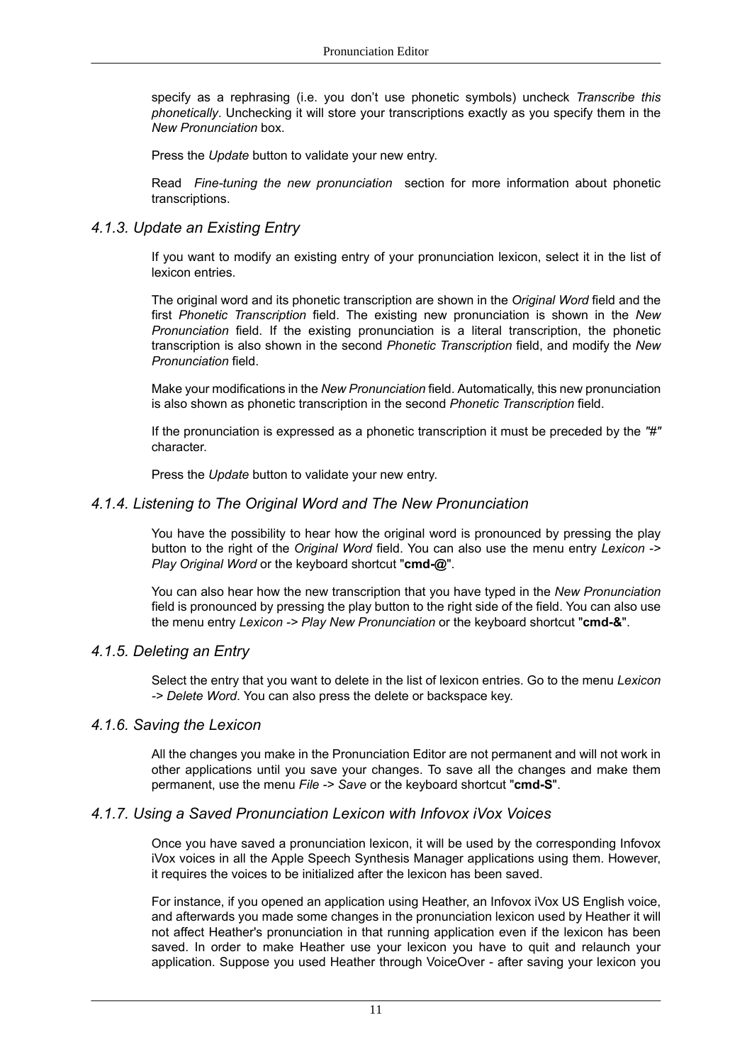specify as a rephrasing (i.e. you don't use phonetic symbols) uncheck *Transcribe this phonetically*. Unchecking it will store your transcriptions exactly as you specify them in the *New Pronunciation* box.

Press the *Update* button to validate your new entry.

Read *Fine-tuning the new pronunciation* section for more information about phonetic transcriptions.

### *4.1.3. Update an Existing Entry*

If you want to modify an existing entry of your pronunciation lexicon, select it in the list of lexicon entries.

The original word and its phonetic transcription are shown in the *Original Word* field and the first *Phonetic Transcription* field. The existing new pronunciation is shown in the *New Pronunciation* field. If the existing pronunciation is a literal transcription, the phonetic transcription is also shown in the second *Phonetic Transcription* field, and modify the *New Pronunciation* field.

Make your modifications in the *New Pronunciation* field. Automatically, this new pronunciation is also shown as phonetic transcription in the second *Phonetic Transcription* field.

If the pronunciation is expressed as a phonetic transcription it must be preceded by the *"#"* character.

Press the *Update* button to validate your new entry.

### *4.1.4. Listening to The Original Word and The New Pronunciation*

You have the possibility to hear how the original word is pronounced by pressing the play button to the right of the *Original Word* field. You can also use the menu entry *Lexicon -> Play Original Word* or the keyboard shortcut "**cmd-@**".

You can also hear how the new transcription that you have typed in the *New Pronunciation* field is pronounced by pressing the play button to the right side of the field. You can also use the menu entry *Lexicon -> Play New Pronunciation* or the keyboard shortcut "**cmd-&**".

### *4.1.5. Deleting an Entry*

Select the entry that you want to delete in the list of lexicon entries. Go to the menu *Lexicon -> Delete Word*. You can also press the delete or backspace key.

### *4.1.6. Saving the Lexicon*

All the changes you make in the Pronunciation Editor are not permanent and will not work in other applications until you save your changes. To save all the changes and make them permanent, use the menu *File -> Save* or the keyboard shortcut "**cmd-S**".

### *4.1.7. Using a Saved Pronunciation Lexicon with Infovox iVox Voices*

Once you have saved a pronunciation lexicon, it will be used by the corresponding Infovox iVox voices in all the Apple Speech Synthesis Manager applications using them. However, it requires the voices to be initialized after the lexicon has been saved.

For instance, if you opened an application using Heather, an Infovox iVox US English voice, and afterwards you made some changes in the pronunciation lexicon used by Heather it will not affect Heather's pronunciation in that running application even if the lexicon has been saved. In order to make Heather use your lexicon you have to quit and relaunch your application. Suppose you used Heather through VoiceOver - after saving your lexicon you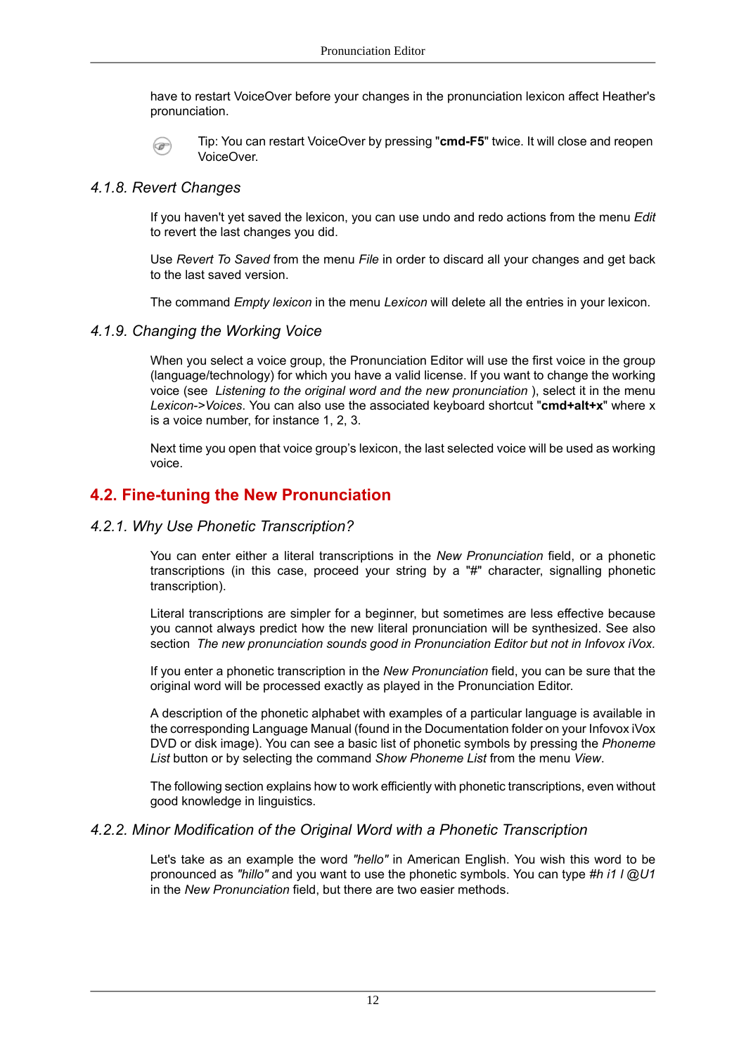have to restart VoiceOver before your changes in the pronunciation lexicon affect Heather's pronunciation.

Tip: You can restart VoiceOver by pressing "**cmd-F5**" twice. It will close and reopen VoiceOver.

### 4.1.8. Revert Changes

If you haven't yet saved the lexicon, you can use undo and redo actions from the menu *Edit* to revert the last changes you did.

Use *Revert To Saved* from the menu *File* in order to discard all your changes and get back to the last saved version.

The command *Empty lexicon* in the menu *Lexicon* will delete all the entries in your lexicon.

### 4.1.9. Changing the Working Voice

When you select a voice group, the Pronunciation Editor will use the first voice in the group (language/technology) for which you have a valid license. If you want to change the working voice (see *Listening to the original word and the new pronunciation* ), select it in the menu *Lexicon->Voices*. You can also use the associated keyboard shortcut "**cmd+alt+x**" where x is a voice number, for instance 1, 2, 3.

Next time you open that voice group's lexicon, the last selected voice will be used as working voice.

## 4.2. Fine-tuning the New Pronunciation

### 4.2.1. Why Use Phonetic Transcription?

You can enter either a literal transcriptions in the *New Pronunciation* field, or a phonetic transcriptions (in this case, proceed your string by a "#" character, signalling phonetic transcription).

Literal transcriptions are simpler for a beginner, but sometimes are less effective because you cannot always predict how the new literal pronunciation will be synthesized. See also section *The new pronunciation sounds good in Pronunciation Editor but not in Infovox iVox.*

If you enter a phonetic transcription in the *New Pronunciation* field, you can be sure that the original word will be processed exactly as played in the Pronunciation Editor.

A description of the phonetic alphabet with examples of a particular language is available in the corresponding Language Manual (found in the Documentation folder on your Infovox iVox DVD or disk image). You can see a basic list of phonetic symbols by pressing the *Phoneme List* button or by selecting the command *Show Phoneme List* from the menu *View*.

The following section explains how to work efficiently with phonetic transcriptions, even without good knowledge in linguistics.

### 4.2.2. Minor Modification of the Original Word with a Phonetic Transcription

Let's take as an example the word *"hello"* in American English. You wish this word to be pronounced as *"hillo"* and you want to use the phonetic symbols. You can type *#h i1 l @U1* in the *New Pronunciation* field, but there are two easier methods.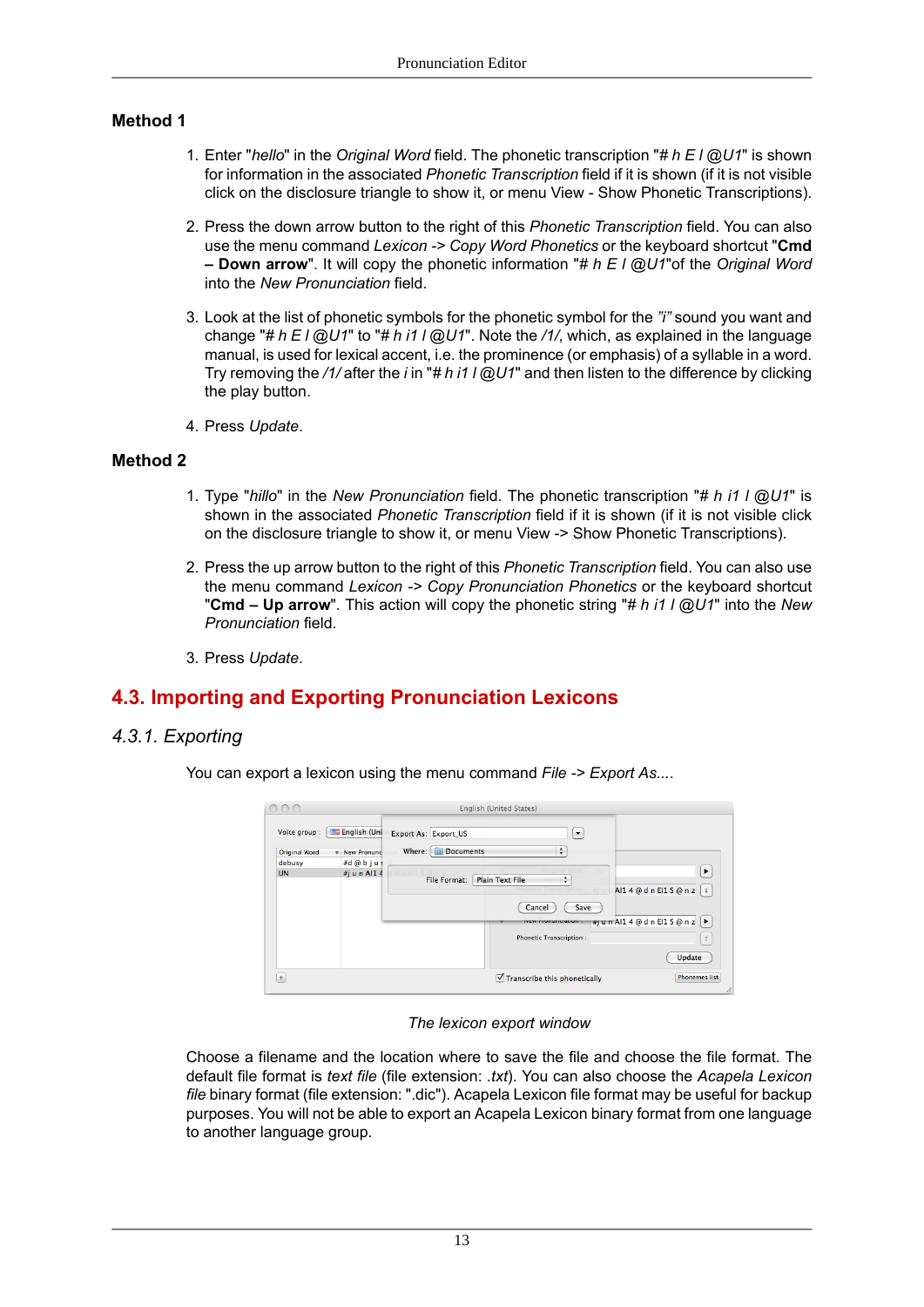### Method 1

1. Enter "*hello*" in the *Original Word* field. The phonetic transcription "*# h E l @U1*" is shown for information in the associated *Phonetic Transcription* field if it is shown (if it is not visible click on the disclosure triangle to show it, or menu View - Show Phonetic Transcriptions).

2. Press the down arrow button to the right of this *Phonetic Transcription* field. You can also use the menu command *Lexicon -> Copy Word Phonetics* or the keyboard shortcut "**Cmd – Down arrow**". It will copy the phonetic information "*# h E l @U1*"of the *Original Word* into the *New Pronunciation* field.

3. Look at the list of phonetic symbols for the phonetic symbol for the *"i"* sound you want and change "*# h E l @U1*" to "*# h i1 l @U1*". Note the */1/*, which, as explained in the language manual, is used for lexical accent, i.e. the prominence (or emphasis) of a syllable in a word. Try removing the */1/* after the *i* in "*# h i1 l @U1*" and then listen to the difference by clicking the play button.

4. Press *Update*.

### Method 2

1. Type "*hillo*" in the *New Pronunciation* field. The phonetic transcription "*# h i1 l @U1*" is shown in the associated *Phonetic Transcription* field if it is shown (if it is not visible click on the disclosure triangle to show it, or menu View -> Show Phonetic Transcriptions).

2. Press the up arrow button to the right of this *Phonetic Transcription* field. You can also use the menu command *Lexicon -> Copy Pronunciation Phonetics* or the keyboard shortcut "**Cmd – Up arrow**". This action will copy the phonetic string "*# h i1 l @U1*" into the *New Pronunciation* field.

3. Press *Update*.

## 4.3. Importing and Exporting Pronunciation Lexicons

### *4.3.1. Exporting*

You can export a lexicon using the menu command *File -> Export As...*.

*The lexicon export window*

Choose a filename and the location where to save the file and choose the file format. The default file format is *text file* (file extension: *.txt*). You can also choose the *Acapela Lexicon file* binary format (file extension: ".dic"). Acapela Lexicon file format may be useful for backup purposes. You will not be able to export an Acapela Lexicon binary format from one language to another language group.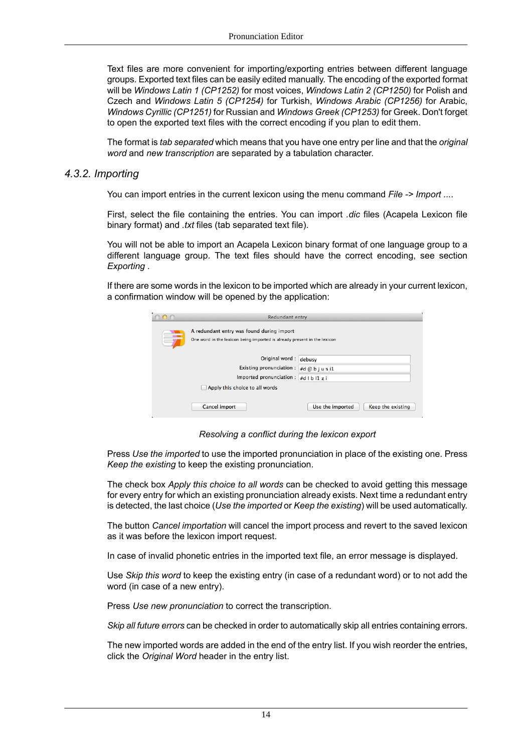Text files are more convenient for importing/exporting entries between different language groups. Exported text files can be easily edited manually. The encoding of the exported format will be *Windows Latin 1 (CP1252)* for most voices, *Windows Latin 2 (CP1250)* for Polish and Czech and *Windows Latin 5 (CP1254)* for Turkish, *Windows Arabic (CP1256)* for Arabic, *Windows Cyrillic (CP1251)* for Russian and *Windows Greek (CP1253)* for Greek. Don't forget to open the exported text files with the correct encoding if you plan to edit them.

The format is *tab separated* which means that you have one entry per line and that the *original word* and *new transcription* are separated by a tabulation character.

### *4.3.2. Importing*

You can import entries in the current lexicon using the menu command *File -> Import ...*.

First, select the file containing the entries. You can import *.dic* files (Acapela Lexicon file binary format) and *.txt* files (tab separated text file).

You will not be able to import an Acapela Lexicon binary format of one language group to a different language group. The text files should have the correct encoding, see section *Exporting* .

If there are some words in the lexicon to be imported which are already in your current lexicon, a confirmation window will be opened by the application:

*Resolving a conflict during the lexicon export*

Press *Use the imported* to use the imported pronunciation in place of the existing one. Press *Keep the existing* to keep the existing pronunciation.

The check box *Apply this choice to all words* can be checked to avoid getting this message for every entry for which an existing pronunciation already exists. Next time a redundant entry is detected, the last choice (*Use the imported* or *Keep the existing*) will be used automatically.

The button *Cancel importation* will cancel the import process and revert to the saved lexicon as it was before the lexicon import request.

In case of invalid phonetic entries in the imported text file, an error message is displayed.

Use *Skip this word* to keep the existing entry (in case of a redundant word) or to not add the word (in case of a new entry).

Press *Use new pronunciation* to correct the transcription.

*Skip all future errors* can be checked in order to automatically skip all entries containing errors.

The new imported words are added in the end of the entry list. If you wish reorder the entries, click the *Original Word* header in the entry list.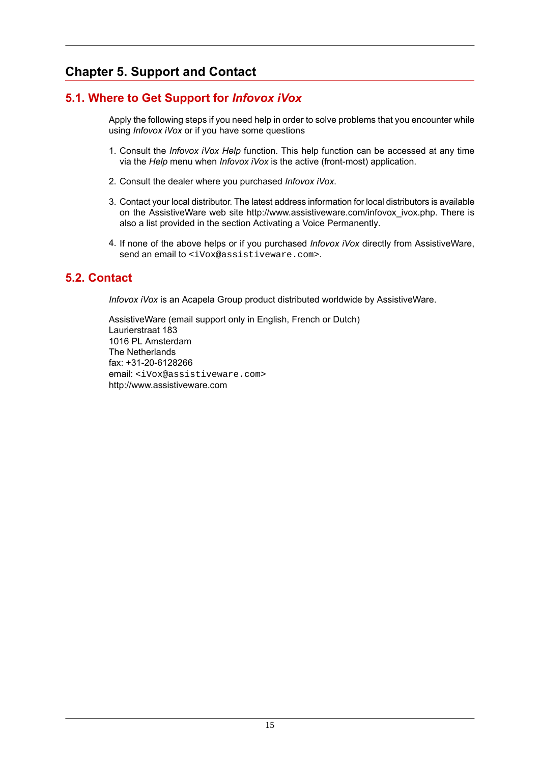# Chapter 5. Support and Contact

## 5.1. Where to Get Support for *Infovox iVox*

Apply the following steps if you need help in order to solve problems that you encounter while using *Infovox iVox* or if you have some questions

1. Consult the *Infovox iVox Help* function. This help function can be accessed at any time via the *Help* menu when *Infovox iVox* is the active (front-most) application.
2. Consult the dealer where you purchased *Infovox iVox*.
3. Contact your local distributor. The latest address information for local distributors is available on the AssistiveWare web site http://www.assistiveware.com/infovox_ivox.php. There is also a list provided in the section Activating a Voice Permanently.
4. If none of the above helps or if you purchased *Infovox iVox* directly from AssistiveWare, send an email to `<iVox@assistiveware.com>`.

## 5.2. Contact

*Infovox iVox* is an Acapela Group product distributed worldwide by AssistiveWare.

AssistiveWare (email support only in English, French or Dutch)
Laurierstraat 183
1016 PL Amsterdam
The Netherlands
fax: +31-20-6128266
email: `<iVox@assistiveware.com>`
http://www.assistiveware.com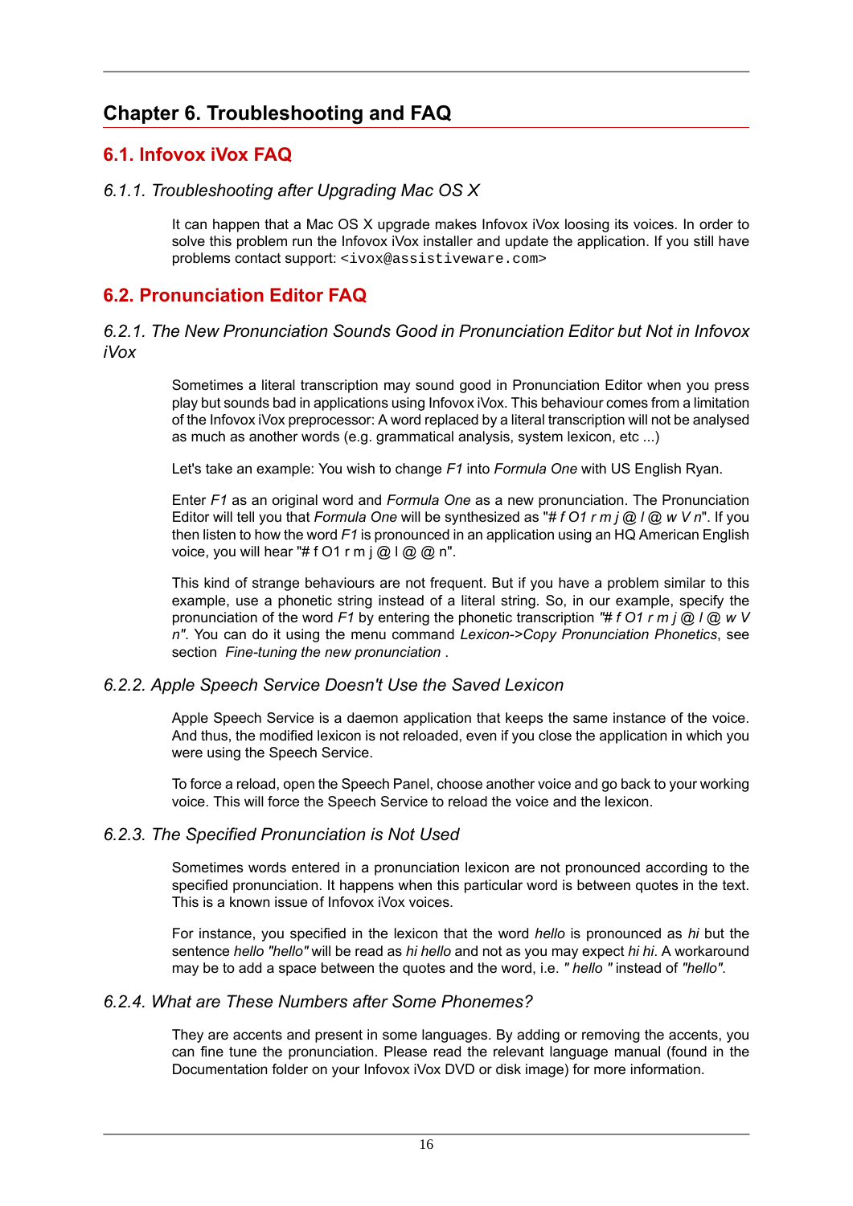# Chapter 6. Troubleshooting and FAQ

## 6.1. Infovox iVox FAQ

### *6.1.1. Troubleshooting after Upgrading Mac OS X*

It can happen that a Mac OS X upgrade makes Infovox iVox loosing its voices. In order to solve this problem run the Infovox iVox installer and update the application. If you still have problems contact support: `<ivox@assistiveware.com>`

## 6.2. Pronunciation Editor FAQ

### *6.2.1. The New Pronunciation Sounds Good in Pronunciation Editor but Not in Infovox iVox*

Sometimes a literal transcription may sound good in Pronunciation Editor when you press play but sounds bad in applications using Infovox iVox. This behaviour comes from a limitation of the Infovox iVox preprocessor: A word replaced by a literal transcription will not be analysed as much as another words (e.g. grammatical analysis, system lexicon, etc ...)

Let's take an example: You wish to change *F1* into *Formula One* with US English Ryan.

Enter *F1* as an original word and *Formula One* as a new pronunciation. The Pronunciation Editor will tell you that *Formula One* will be synthesized as "*# f O1 r m j @ l @ w V n*". If you then listen to how the word *F1* is pronounced in an application using an HQ American English voice, you will hear "# f O1 r m j @ l @ @ n".

This kind of strange behaviours are not frequent. But if you have a problem similar to this example, use a phonetic string instead of a literal string. So, in our example, specify the pronunciation of the word *F1* by entering the phonetic transcription *"# f O1 r m j @ l @ w V n"*. You can do it using the menu command *Lexicon->Copy Pronunciation Phonetics*, see section *Fine-tuning the new pronunciation* .

### *6.2.2. Apple Speech Service Doesn't Use the Saved Lexicon*

Apple Speech Service is a daemon application that keeps the same instance of the voice. And thus, the modified lexicon is not reloaded, even if you close the application in which you were using the Speech Service.

To force a reload, open the Speech Panel, choose another voice and go back to your working voice. This will force the Speech Service to reload the voice and the lexicon.

### *6.2.3. The Specified Pronunciation is Not Used*

Sometimes words entered in a pronunciation lexicon are not pronounced according to the specified pronunciation. It happens when this particular word is between quotes in the text. This is a known issue of Infovox iVox voices.

For instance, you specified in the lexicon that the word *hello* is pronounced as *hi* but the sentence *hello "hello"* will be read as *hi hello* and not as you may expect *hi hi*. A workaround may be to add a space between the quotes and the word, i.e. *" hello "* instead of *"hello"*.

### *6.2.4. What are These Numbers after Some Phonemes?*

They are accents and present in some languages. By adding or removing the accents, you can fine tune the pronunciation. Please read the relevant language manual (found in the Documentation folder on your Infovox iVox DVD or disk image) for more information.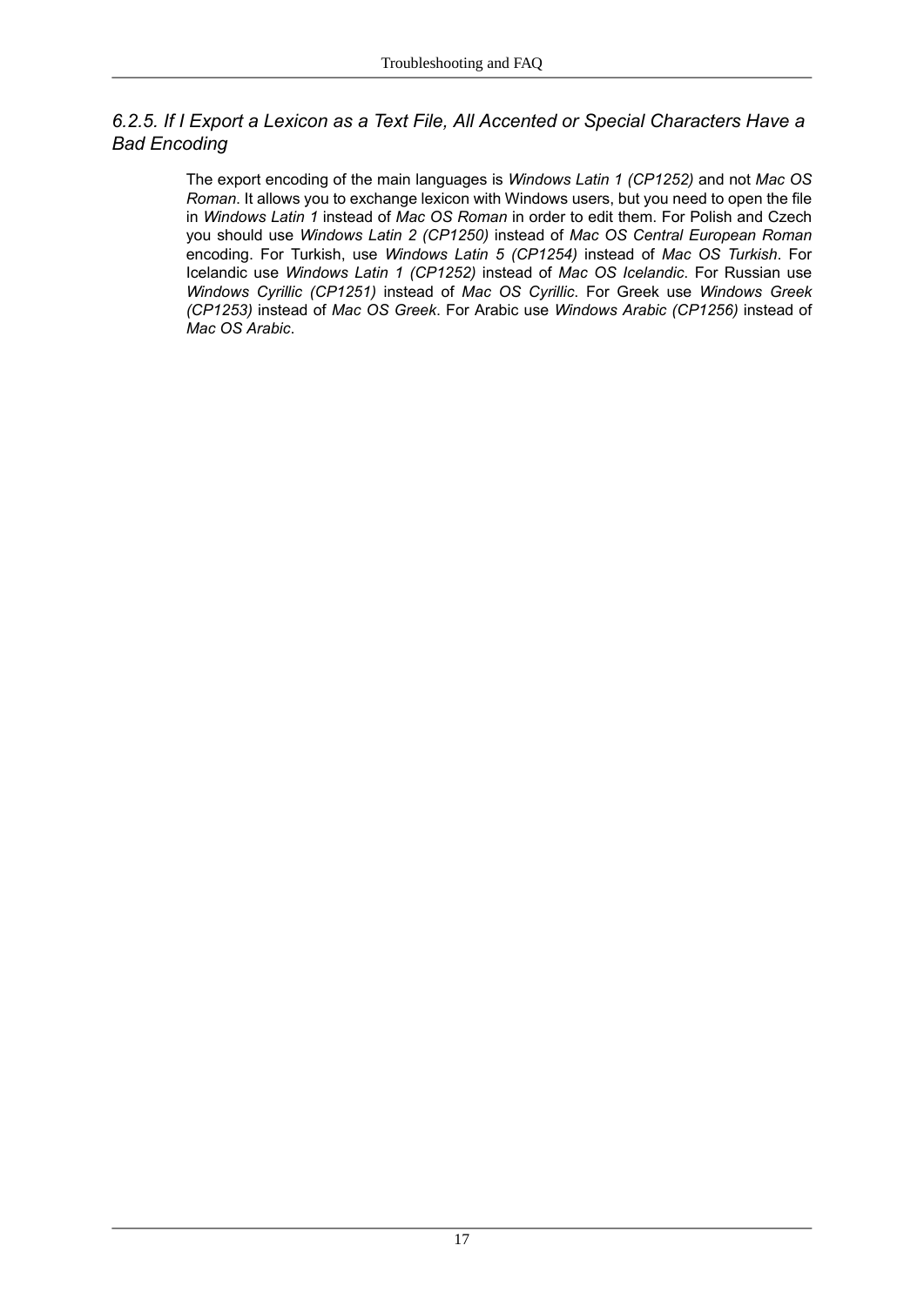### *6.2.5. If I Export a Lexicon as a Text File, All Accented or Special Characters Have a Bad Encoding*

The export encoding of the main languages is *Windows Latin 1 (CP1252)* and not *Mac OS Roman*. It allows you to exchange lexicon with Windows users, but you need to open the file in *Windows Latin 1* instead of *Mac OS Roman* in order to edit them. For Polish and Czech you should use *Windows Latin 2 (CP1250)* instead of *Mac OS Central European Roman* encoding. For Turkish, use *Windows Latin 5 (CP1254)* instead of *Mac OS Turkish*. For Icelandic use *Windows Latin 1 (CP1252)* instead of *Mac OS Icelandic*. For Russian use *Windows Cyrillic (CP1251)* instead of *Mac OS Cyrillic*. For Greek use *Windows Greek (CP1253)* instead of *Mac OS Greek*. For Arabic use *Windows Arabic (CP1256)* instead of *Mac OS Arabic*.